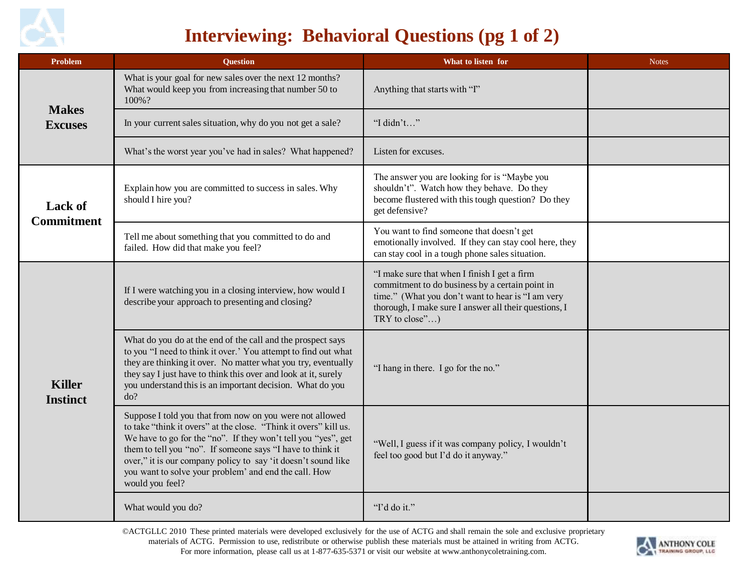# Interviewing: Behavioral Questions (pg 1 of 2)

| Problem | Question | What to listen for | Notes |
|---|---|---|---|
| **Makes Excuses** | What is your goal for new sales over the next 12 months? What would keep you from increasing that number 50 to 100%? | Anything that starts with "I" | |
| | In your current sales situation, why do you not get a sale? | "I didn't…" | |
| | What's the worst year you've had in sales? What happened? | Listen for excuses. | |
| **Lack of Commitment** | Explain how you are committed to success in sales. Why should I hire you? | The answer you are looking for is "Maybe you shouldn't". Watch how they behave. Do they become flustered with this tough question? Do they get defensive? | |
| | Tell me about something that you committed to do and failed. How did that make you feel? | You want to find someone that doesn't get emotionally involved. If they can stay cool here, they can stay cool in a tough phone sales situation. | |
| **Killer Instinct** | If I were watching you in a closing interview, how would I describe your approach to presenting and closing? | "I make sure that when I finish I get a firm commitment to do business by a certain point in time." (What you don't want to hear is "I am very thorough, I make sure I answer all their questions, I TRY to close"…) | |
| | What do you do at the end of the call and the prospect says to you "I need to think it over.' You attempt to find out what they are thinking it over. No matter what you try, eventually they say I just have to think this over and look at it, surely you understand this is an important decision. What do you do? | "I hang in there. I go for the no." | |
| | Suppose I told you that from now on you were not allowed to take "think it overs" at the close. "Think it overs" kill us. We have to go for the "no". If they won't tell you "yes", get them to tell you "no". If someone says "I have to think it over," it is our company policy to say 'it doesn't sound like you want to solve your problem' and end the call. How would you feel? | "Well, I guess if it was company policy, I wouldn't feel too good but I'd do it anyway." | |
| | What would you do? | "I'd do it." | |

©ACTGLLC 2010 These printed materials were developed exclusively for the use of ACTG and shall remain the sole and exclusive proprietary materials of ACTG. Permission to use, redistribute or otherwise publish these materials must be attained in writing from ACTG. For more information, please call us at 1-877-635-5371 or visit our website at www.anthonycoletraining.com.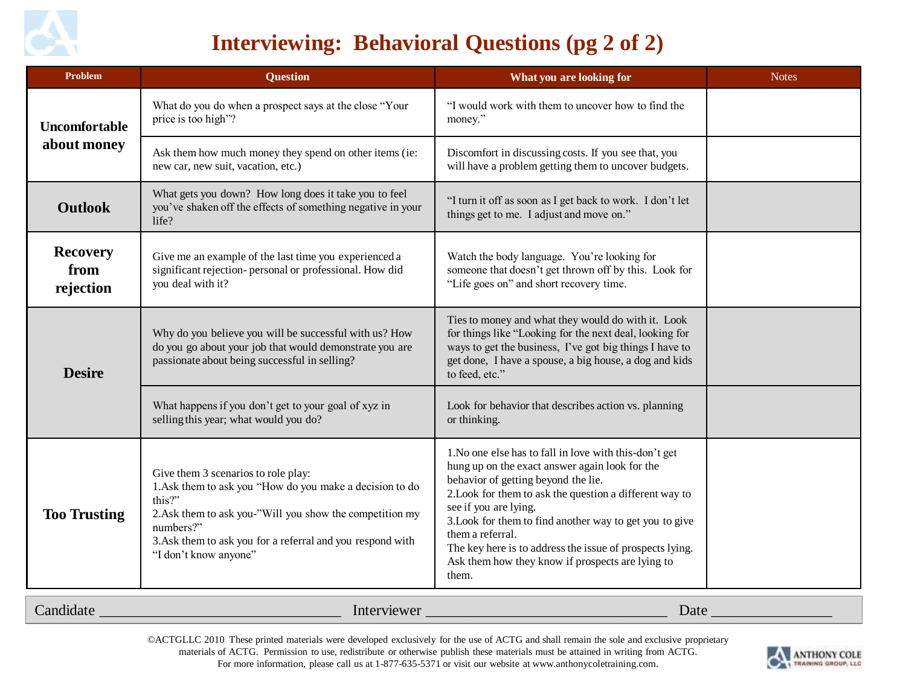# Interviewing: Behavioral Questions (pg 2 of 2)

| Problem | Question | What you are looking for | Notes |
|---|---|---|---|
| **Uncomfortable about money** | What do you do when a prospect says at the close "Your price is too high"? | "I would work with them to uncover how to find the money." | |
| | Ask them how much money they spend on other items (ie: new car, new suit, vacation, etc.) | Discomfort in discussing costs. If you see that, you will have a problem getting them to uncover budgets. | |
| **Outlook** | What gets you down? How long does it take you to feel you've shaken off the effects of something negative in your life? | "I turn it off as soon as I get back to work. I don't let things get to me. I adjust and move on." | |
| **Recovery from rejection** | Give me an example of the last time you experienced a significant rejection- personal or professional. How did you deal with it? | Watch the body language. You're looking for someone that doesn't get thrown off by this. Look for "Life goes on" and short recovery time. | |
| **Desire** | Why do you believe you will be successful with us? How do you go about your job that would demonstrate you are passionate about being successful in selling? | Ties to money and what they would do with it. Look for things like "Looking for the next deal, looking for ways to get the business, I've got big things I have to get done, I have a spouse, a big house, a dog and kids to feed, etc." | |
| | What happens if you don't get to your goal of xyz in selling this year; what would you do? | Look for behavior that describes action vs. planning or thinking. | |
| **Too Trusting** | Give them 3 scenarios to role play:<br>1.Ask them to ask you "How do you make a decision to do this?"<br>2.Ask them to ask you-"Will you show the competition my numbers?"<br>3.Ask them to ask you for a referral and you respond with "I don't know anyone" | 1.No one else has to fall in love with this-don't get hung up on the exact answer again look for the behavior of getting beyond the lie.<br>2.Look for them to ask the question a different way to see if you are lying.<br>3.Look for them to find another way to get you to give them a referral.<br>The key here is to address the issue of prospects lying. Ask them how they know if prospects are lying to them. | |

Candidate ______________________________ Interviewer ______________________________ Date _______________

©ACTGLLC 2010 These printed materials were developed exclusively for the use of ACTG and shall remain the sole and exclusive proprietary materials of ACTG. Permission to use, redistribute or otherwise publish these materials must be attained in writing from ACTG. For more information, please call us at 1-877-635-5371 or visit our website at www.anthonycoletraining.com.